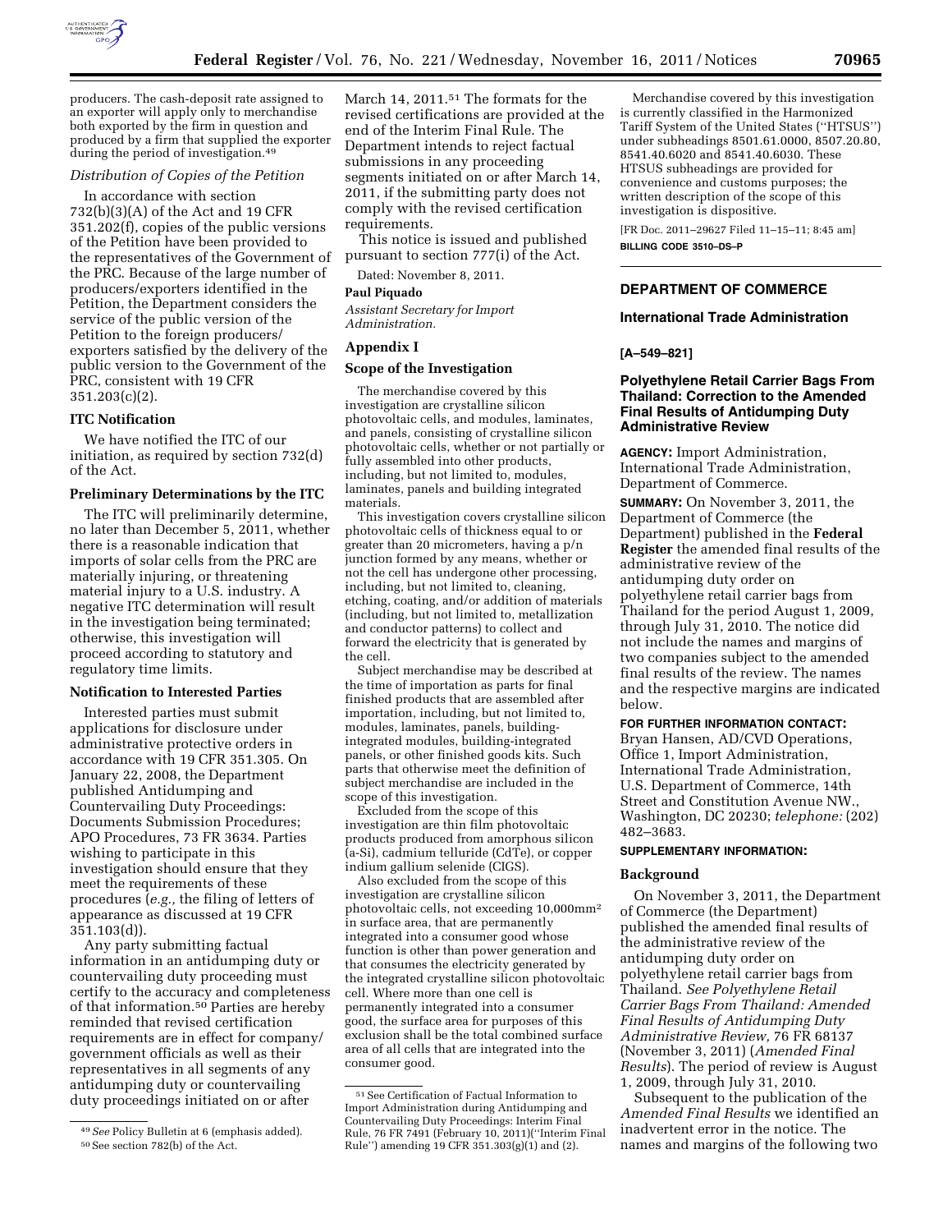producers. The cash-deposit rate assigned to an exporter will apply only to merchandise both exported by the firm in question and produced by a firm that supplied the exporter during the period of investigation.[49]

*Distribution of Copies of the Petition*

In accordance with section 732(b)(3)(A) of the Act and 19 CFR 351.202(f), copies of the public versions of the Petition have been provided to the representatives of the Government of the PRC. Because of the large number of producers/exporters identified in the Petition, the Department considers the service of the public version of the Petition to the foreign producers/exporters satisfied by the delivery of the public version to the Government of the PRC, consistent with 19 CFR 351.203(c)(2).

**ITC Notification**

We have notified the ITC of our initiation, as required by section 732(d) of the Act.

**Preliminary Determinations by the ITC**

The ITC will preliminarily determine, no later than December 5, 2011, whether there is a reasonable indication that imports of solar cells from the PRC are materially injuring, or threatening material injury to a U.S. industry. A negative ITC determination will result in the investigation being terminated; otherwise, this investigation will proceed according to statutory and regulatory time limits.

**Notification to Interested Parties**

Interested parties must submit applications for disclosure under administrative protective orders in accordance with 19 CFR 351.305. On January 22, 2008, the Department published Antidumping and Countervailing Duty Proceedings: Documents Submission Procedures; APO Procedures, 73 FR 3634. Parties wishing to participate in this investigation should ensure that they meet the requirements of these procedures (*e.g.,* the filing of letters of appearance as discussed at 19 CFR 351.103(d)).

Any party submitting factual information in an antidumping duty or countervailing duty proceeding must certify to the accuracy and completeness of that information.[50] Parties are hereby reminded that revised certification requirements are in effect for company/government officials as well as their representatives in all segments of any antidumping duty or countervailing duty proceedings initiated on or after March 14, 2011.[51] The formats for the revised certifications are provided at the end of the Interim Final Rule. The Department intends to reject factual submissions in any proceeding segments initiated on or after March 14, 2011, if the submitting party does not comply with the revised certification requirements.

This notice is issued and published pursuant to section 777(i) of the Act.

Dated: November 8, 2011.

**Paul Piquado**

*Assistant Secretary for Import Administration.*

## Appendix I

### Scope of the Investigation

The merchandise covered by this investigation are crystalline silicon photovoltaic cells, and modules, laminates, and panels, consisting of crystalline silicon photovoltaic cells, whether or not partially or fully assembled into other products, including, but not limited to, modules, laminates, panels and building integrated materials.

This investigation covers crystalline silicon photovoltaic cells of thickness equal to or greater than 20 micrometers, having a p/n junction formed by any means, whether or not the cell has undergone other processing, including, but not limited to, cleaning, etching, coating, and/or addition of materials (including, but not limited to, metallization and conductor patterns) to collect and forward the electricity that is generated by the cell.

Subject merchandise may be described at the time of importation as parts for final finished products that are assembled after importation, including, but not limited to, modules, laminates, panels, building-integrated modules, building-integrated panels, or other finished goods kits. Such parts that otherwise meet the definition of subject merchandise are included in the scope of this investigation.

Excluded from the scope of this investigation are thin film photovoltaic products produced from amorphous silicon (a-Si), cadmium telluride (CdTe), or copper indium gallium selenide (CIGS).

Also excluded from the scope of this investigation are crystalline silicon photovoltaic cells, not exceeding 10,000mm$^2$ in surface area, that are permanently integrated into a consumer good whose function is other than power generation and that consumes the electricity generated by the integrated crystalline silicon photovoltaic cell. Where more than one cell is permanently integrated into a consumer good, the surface area for purposes of this exclusion shall be the total combined surface area of all cells that are integrated into the consumer good.

Merchandise covered by this investigation is currently classified in the Harmonized Tariff System of the United States (''HTSUS'') under subheadings 8501.61.0000, 8507.20.80, 8541.40.6020 and 8541.40.6030. These HTSUS subheadings are provided for convenience and customs purposes; the written description of the scope of this investigation is dispositive.

[FR Doc. 2011–29627 Filed 11–15–11; 8:45 am]

**BILLING CODE 3510–DS–P**

---

[49] *See* Policy Bulletin at 6 (emphasis added).

[50] See section 782(b) of the Act.

[51] See Certification of Factual Information to Import Administration during Antidumping and Countervailing Duty Proceedings: Interim Final Rule, 76 FR 7491 (February 10, 2011)(''Interim Final Rule'') amending 19 CFR 351.303(g)(1) and (2).

---

## DEPARTMENT OF COMMERCE

### International Trade Administration

**[A–549–821]**

### Polyethylene Retail Carrier Bags From Thailand: Correction to the Amended Final Results of Antidumping Duty Administrative Review

**AGENCY:** Import Administration, International Trade Administration, Department of Commerce.

**SUMMARY:** On November 3, 2011, the Department of Commerce (the Department) published in the **Federal Register** the amended final results of the administrative review of the antidumping duty order on polyethylene retail carrier bags from Thailand for the period August 1, 2009, through July 31, 2010. The notice did not include the names and margins of two companies subject to the amended final results of the review. The names and the respective margins are indicated below.

**FOR FURTHER INFORMATION CONTACT:** Bryan Hansen, AD/CVD Operations, Office 1, Import Administration, International Trade Administration, U.S. Department of Commerce, 14th Street and Constitution Avenue NW., Washington, DC 20230; *telephone:* (202) 482–3683.

**SUPPLEMENTARY INFORMATION:**

**Background**

On November 3, 2011, the Department of Commerce (the Department) published the amended final results of the administrative review of the antidumping duty order on polyethylene retail carrier bags from Thailand. *See Polyethylene Retail Carrier Bags From Thailand: Amended Final Results of Antidumping Duty Administrative Review,* 76 FR 68137 (November 3, 2011) (*Amended Final Results*). The period of review is August 1, 2009, through July 31, 2010.

Subsequent to the publication of the *Amended Final Results* we identified an inadvertent error in the notice. The names and margins of the following two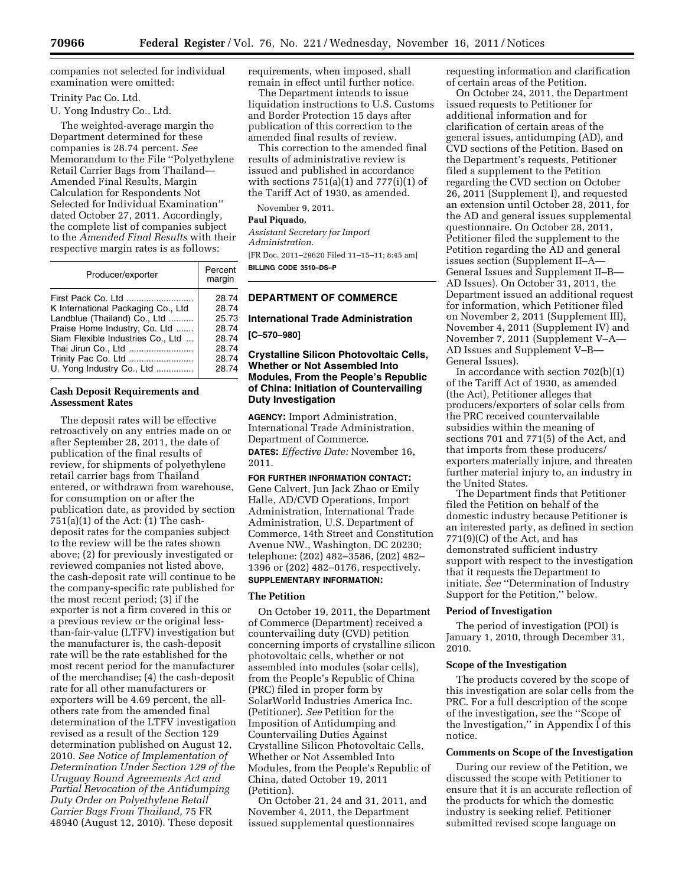companies not selected for individual examination were omitted:

Trinity Pac Co. Ltd.

U. Yong Industry Co., Ltd.

The weighted-average margin the Department determined for these companies is 28.74 percent. *See* Memorandum to the File ''Polyethylene Retail Carrier Bags from Thailand—Amended Final Results, Margin Calculation for Respondents Not Selected for Individual Examination'' dated October 27, 2011. Accordingly, the complete list of companies subject to the *Amended Final Results* with their respective margin rates is as follows:

| Producer/exporter | Percent margin |
|---|---|
| First Pack Co. Ltd | 28.74 |
| K International Packaging Co., Ltd | 28.74 |
| Landblue (Thailand) Co., Ltd | 25.73 |
| Praise Home Industry, Co. Ltd | 28.74 |
| Siam Flexible Industries Co., Ltd | 28.74 |
| Thai Jirun Co., Ltd | 28.74 |
| Trinity Pac Co. Ltd | 28.74 |
| U. Yong Industry Co., Ltd | 28.74 |

**Cash Deposit Requirements and Assessment Rates**

The deposit rates will be effective retroactively on any entries made on or after September 28, 2011, the date of publication of the final results of review, for shipments of polyethylene retail carrier bags from Thailand entered, or withdrawn from warehouse, for consumption on or after the publication date, as provided by section 751(a)(1) of the Act: (1) The cash-deposit rates for the companies subject to the review will be the rates shown above; (2) for previously investigated or reviewed companies not listed above, the cash-deposit rate will continue to be the company-specific rate published for the most recent period; (3) if the exporter is not a firm covered in this or a previous review or the original less-than-fair-value (LTFV) investigation but the manufacturer is, the cash-deposit rate will be the rate established for the most recent period for the manufacturer of the merchandise; (4) the cash-deposit rate for all other manufacturers or exporters will be 4.69 percent, the all-others rate from the amended final determination of the LTFV investigation revised as a result of the Section 129 determination published on August 12, 2010. *See Notice of Implementation of Determination Under Section 129 of the Uruguay Round Agreements Act and Partial Revocation of the Antidumping Duty Order on Polyethylene Retail Carrier Bags From Thailand,* 75 FR 48940 (August 12, 2010). These deposit requirements, when imposed, shall remain in effect until further notice.

The Department intends to issue liquidation instructions to U.S. Customs and Border Protection 15 days after publication of this correction to the amended final results of review.

This correction to the amended final results of administrative review is issued and published in accordance with sections 751(a)(1) and 777(i)(1) of the Tariff Act of 1930, as amended.

November 9, 2011.

**Paul Piquado,**

*Assistant Secretary for Import Administration.*

[FR Doc. 2011–29620 Filed 11–15–11; 8:45 am]

**BILLING CODE 3510–DS–P**

## DEPARTMENT OF COMMERCE

### International Trade Administration

**[C–570–980]**

### Crystalline Silicon Photovoltaic Cells, Whether or Not Assembled Into Modules, From the People's Republic of China: Initiation of Countervailing Duty Investigation

**AGENCY:** Import Administration, International Trade Administration, Department of Commerce.

**DATES:** *Effective Date:* November 16, 2011.

**FOR FURTHER INFORMATION CONTACT:** Gene Calvert, Jun Jack Zhao or Emily Halle, AD/CVD Operations, Import Administration, International Trade Administration, U.S. Department of Commerce, 14th Street and Constitution Avenue NW., Washington, DC 20230; telephone: (202) 482–3586, (202) 482–1396 or (202) 482–0176, respectively.

**SUPPLEMENTARY INFORMATION:**

**The Petition**

On October 19, 2011, the Department of Commerce (Department) received a countervailing duty (CVD) petition concerning imports of crystalline silicon photovoltaic cells, whether or not assembled into modules (solar cells), from the People's Republic of China (PRC) filed in proper form by SolarWorld Industries America Inc. (Petitioner). *See* Petition for the Imposition of Antidumping and Countervailing Duties Against Crystalline Silicon Photovoltaic Cells, Whether or Not Assembled Into Modules, from the People's Republic of China, dated October 19, 2011 (Petition).

On October 21, 24 and 31, 2011, and November 4, 2011, the Department issued supplemental questionnaires requesting information and clarification of certain areas of the Petition.

On October 24, 2011, the Department issued requests to Petitioner for additional information and for clarification of certain areas of the general issues, antidumping (AD), and CVD sections of the Petition. Based on the Department's requests, Petitioner filed a supplement to the Petition regarding the CVD section on October 26, 2011 (Supplement I), and requested an extension until October 28, 2011, for the AD and general issues supplemental questionnaire. On October 28, 2011, Petitioner filed the supplement to the Petition regarding the AD and general issues section (Supplement II–A—General Issues and Supplement II–B—AD Issues). On October 31, 2011, the Department issued an additional request for information, which Petitioner filed on November 2, 2011 (Supplement III), November 4, 2011 (Supplement IV) and November 7, 2011 (Supplement V–A—AD Issues and Supplement V–B—General Issues).

In accordance with section 702(b)(1) of the Tariff Act of 1930, as amended (the Act), Petitioner alleges that producers/exporters of solar cells from the PRC received countervailable subsidies within the meaning of sections 701 and 771(5) of the Act, and that imports from these producers/exporters materially injure, and threaten further material injury to, an industry in the United States.

The Department finds that Petitioner filed the Petition on behalf of the domestic industry because Petitioner is an interested party, as defined in section 771(9)(C) of the Act, and has demonstrated sufficient industry support with respect to the investigation that it requests the Department to initiate. *See* ''Determination of Industry Support for the Petition,'' below.

**Period of Investigation**

The period of investigation (POI) is January 1, 2010, through December 31, 2010.

**Scope of the Investigation**

The products covered by the scope of this investigation are solar cells from the PRC. For a full description of the scope of the investigation, *see* the ''Scope of the Investigation,'' in Appendix I of this notice.

**Comments on Scope of the Investigation**

During our review of the Petition, we discussed the scope with Petitioner to ensure that it is an accurate reflection of the products for which the domestic industry is seeking relief. Petitioner submitted revised scope language on